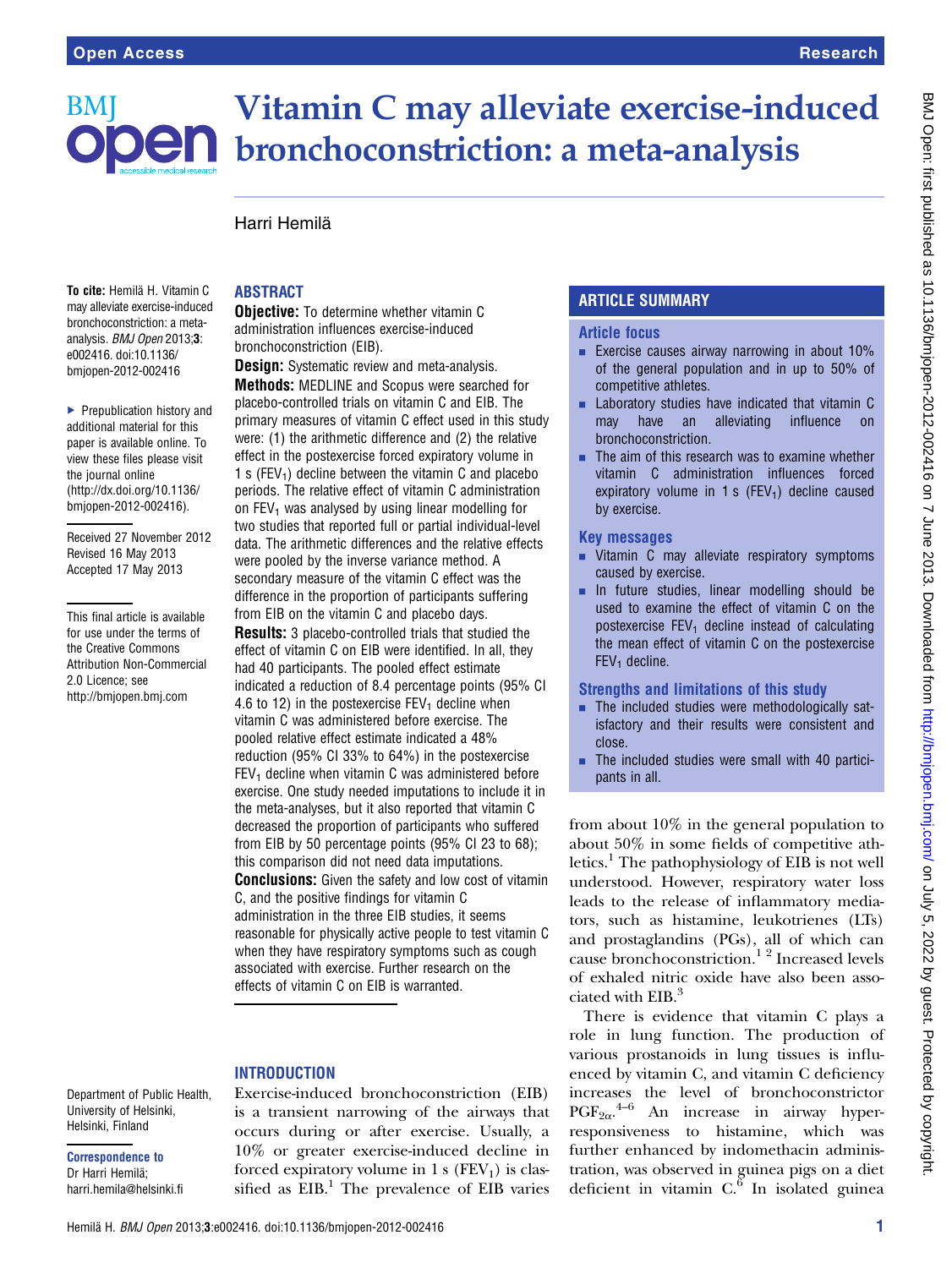# Vitamin C may alleviate exercise-induced bronchoconstriction: a meta-analysis

Harri Hemilä

**To cite:** Hemilä H. Vitamin C may alleviate exercise-induced bronchoconstriction: a meta-analysis. *BMJ Open* 2013;**3**: e002416. doi:10.1136/bmjopen-2012-002416

▶ Prepublication history and additional material for this paper is available online. To view these files please visit the journal online (http://dx.doi.org/10.1136/bmjopen-2012-002416).

Received 27 November 2012
Revised 16 May 2013
Accepted 17 May 2013

This final article is available for use under the terms of the Creative Commons Attribution Non-Commercial 2.0 Licence; see http://bmjopen.bmj.com

Department of Public Health, University of Helsinki, Helsinki, Finland

**Correspondence to**
Dr Harri Hemilä;
harri.hemila@helsinki.fi

## ABSTRACT

**Objective:** To determine whether vitamin C administration influences exercise-induced bronchoconstriction (EIB).

**Design:** Systematic review and meta-analysis.

**Methods:** MEDLINE and Scopus were searched for placebo-controlled trials on vitamin C and EIB. The primary measures of vitamin C effect used in this study were: (1) the arithmetic difference and (2) the relative effect in the postexercise forced expiratory volume in 1 s ($FEV_1$) decline between the vitamin C and placebo periods. The relative effect of vitamin C administration on $FEV_1$ was analysed by using linear modelling for two studies that reported full or partial individual-level data. The arithmetic differences and the relative effects were pooled by the inverse variance method. A secondary measure of the vitamin C effect was the difference in the proportion of participants suffering from EIB on the vitamin C and placebo days.

**Results:** 3 placebo-controlled trials that studied the effect of vitamin C on EIB were identified. In all, they had 40 participants. The pooled effect estimate indicated a reduction of 8.4 percentage points (95% CI 4.6 to 12) in the postexercise $FEV_1$ decline when vitamin C was administered before exercise. The pooled relative effect estimate indicated a 48% reduction (95% CI 33% to 64%) in the postexercise $FEV_1$ decline when vitamin C was administered before exercise. One study needed imputations to include it in the meta-analyses, but it also reported that vitamin C decreased the proportion of participants who suffered from EIB by 50 percentage points (95% CI 23 to 68); this comparison did not need data imputations.

**Conclusions:** Given the safety and low cost of vitamin C, and the positive findings for vitamin C administration in the three EIB studies, it seems reasonable for physically active people to test vitamin C when they have respiratory symptoms such as cough associated with exercise. Further research on the effects of vitamin C on EIB is warranted.

## ARTICLE SUMMARY

### Article focus

- Exercise causes airway narrowing in about 10% of the general population and in up to 50% of competitive athletes.
- Laboratory studies have indicated that vitamin C may have an alleviating influence on bronchoconstriction.
- The aim of this research was to examine whether vitamin C administration influences forced expiratory volume in 1 s ($FEV_1$) decline caused by exercise.

### Key messages

- Vitamin C may alleviate respiratory symptoms caused by exercise.
- In future studies, linear modelling should be used to examine the effect of vitamin C on the postexercise $FEV_1$ decline instead of calculating the mean effect of vitamin C on the postexercise $FEV_1$ decline.

### Strengths and limitations of this study

- The included studies were methodologically satisfactory and their results were consistent and close.
- The included studies were small with 40 participants in all.

## INTRODUCTION

Exercise-induced bronchoconstriction (EIB) is a transient narrowing of the airways that occurs during or after exercise. Usually, a 10% or greater exercise-induced decline in forced expiratory volume in 1 s ($FEV_1$) is classified as EIB.[1] The prevalence of EIB varies from about 10% in the general population to about 50% in some fields of competitive athletics.[1] The pathophysiology of EIB is not well understood. However, respiratory water loss leads to the release of inflammatory mediators, such as histamine, leukotrienes (LTs) and prostaglandins (PGs), all of which can cause bronchoconstriction.[1 2] Increased levels of exhaled nitric oxide have also been associated with EIB.[3]

There is evidence that vitamin C plays a role in lung function. The production of various prostanoids in lung tissues is influenced by vitamin C, and vitamin C deficiency increases the level of bronchoconstrictor $PGF_{2\alpha}$.[4–6] An increase in airway hyperresponsiveness to histamine, which was further enhanced by indomethacin administration, was observed in guinea pigs on a diet deficient in vitamin C.[6] In isolated guinea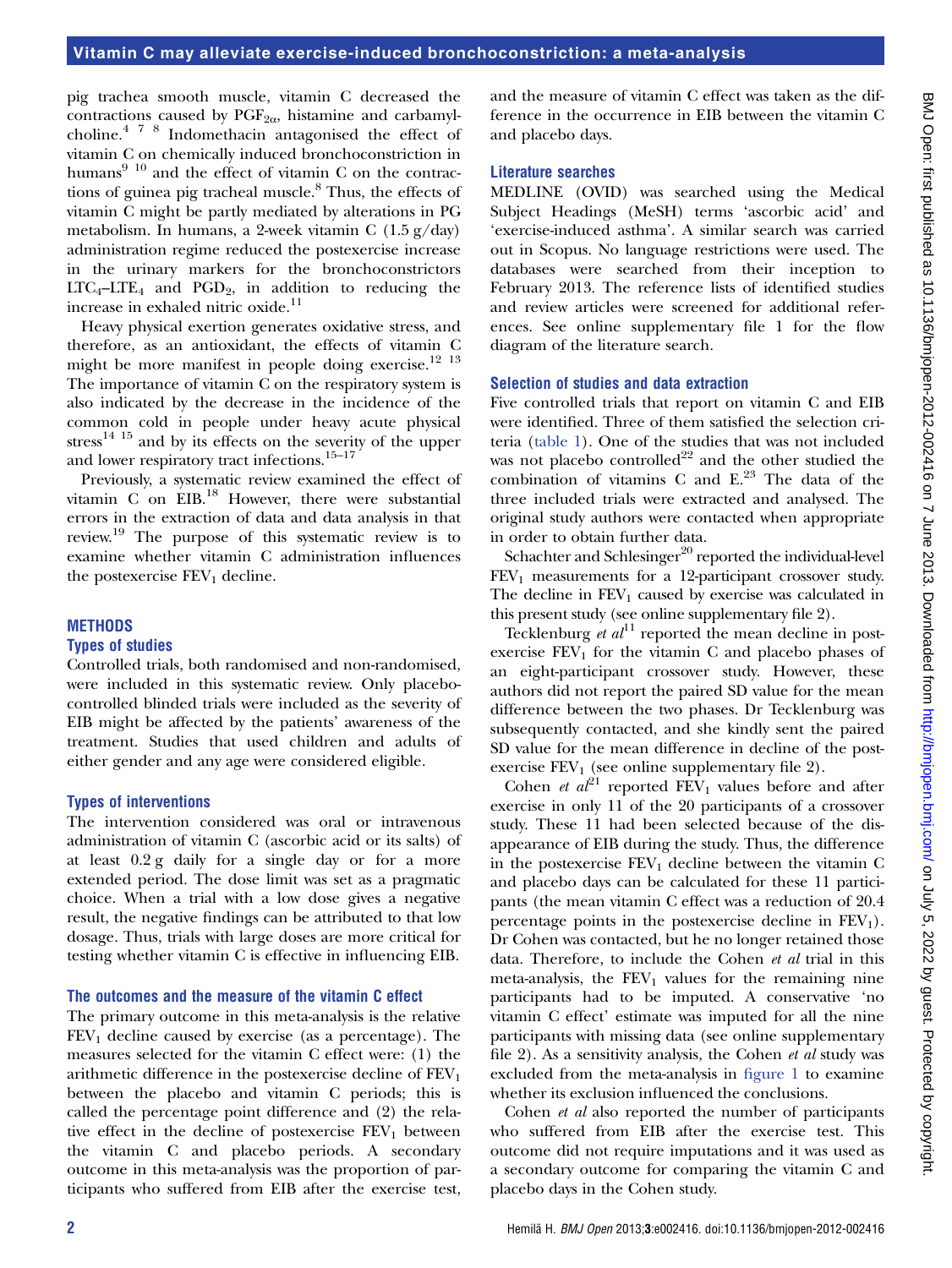pig trachea smooth muscle, vitamin C decreased the contractions caused by $PGF_{2\alpha}$, histamine and carbamylcholine.[4 7 8] Indomethacin antagonised the effect of vitamin C on chemically induced bronchoconstriction in humans[9 10] and the effect of vitamin C on the contractions of guinea pig tracheal muscle.[8] Thus, the effects of vitamin C might be partly mediated by alterations in PG metabolism. In humans, a 2-week vitamin C (1.5 g/day) administration regime reduced the postexercise increase in the urinary markers for the bronchoconstrictors $LTC_4$–$LTE_4$ and $PGD_2$, in addition to reducing the increase in exhaled nitric oxide.[11]

Heavy physical exertion generates oxidative stress, and therefore, as an antioxidant, the effects of vitamin C might be more manifest in people doing exercise.[12 13] The importance of vitamin C on the respiratory system is also indicated by the decrease in the incidence of the common cold in people under heavy acute physical stress[14 15] and by its effects on the severity of the upper and lower respiratory tract infections.[15–17]

Previously, a systematic review examined the effect of vitamin C on EIB.[18] However, there were substantial errors in the extraction of data and data analysis in that review.[19] The purpose of this systematic review is to examine whether vitamin C administration influences the postexercise $FEV_1$ decline.

## METHODS

### Types of studies

Controlled trials, both randomised and non-randomised, were included in this systematic review. Only placebo-controlled blinded trials were included as the severity of EIB might be affected by the patients' awareness of the treatment. Studies that used children and adults of either gender and any age were considered eligible.

### Types of interventions

The intervention considered was oral or intravenous administration of vitamin C (ascorbic acid or its salts) of at least 0.2 g daily for a single day or for a more extended period. The dose limit was set as a pragmatic choice. When a trial with a low dose gives a negative result, the negative findings can be attributed to that low dosage. Thus, trials with large doses are more critical for testing whether vitamin C is effective in influencing EIB.

### The outcomes and the measure of the vitamin C effect

The primary outcome in this meta-analysis is the relative $FEV_1$ decline caused by exercise (as a percentage). The measures selected for the vitamin C effect were: (1) the arithmetic difference in the postexercise decline of $FEV_1$ between the placebo and vitamin C periods; this is called the percentage point difference and (2) the relative effect in the decline of postexercise $FEV_1$ between the vitamin C and placebo periods. A secondary outcome in this meta-analysis was the proportion of participants who suffered from EIB after the exercise test, and the measure of vitamin C effect was taken as the difference in the occurrence in EIB between the vitamin C and placebo days.

### Literature searches

MEDLINE (OVID) was searched using the Medical Subject Headings (MeSH) terms 'ascorbic acid' and 'exercise-induced asthma'. A similar search was carried out in Scopus. No language restrictions were used. The databases were searched from their inception to February 2013. The reference lists of identified studies and review articles were screened for additional references. See online supplementary file 1 for the flow diagram of the literature search.

### Selection of studies and data extraction

Five controlled trials that report on vitamin C and EIB were identified. Three of them satisfied the selection criteria (table 1). One of the studies that was not included was not placebo controlled[22] and the other studied the combination of vitamins C and E.[23] The data of the three included trials were extracted and analysed. The original study authors were contacted when appropriate in order to obtain further data.

Schachter and Schlesinger[20] reported the individual-level $FEV_1$ measurements for a 12-participant crossover study. The decline in $FEV_1$ caused by exercise was calculated in this present study (see online supplementary file 2).

Tecklenburg *et al*[11] reported the mean decline in postexercise $FEV_1$ for the vitamin C and placebo phases of an eight-participant crossover study. However, these authors did not report the paired SD value for the mean difference between the two phases. Dr Tecklenburg was subsequently contacted, and she kindly sent the paired SD value for the mean difference in decline of the postexercise $FEV_1$ (see online supplementary file 2).

Cohen *et al*[21] reported $FEV_1$ values before and after exercise in only 11 of the 20 participants of a crossover study. These 11 had been selected because of the disappearance of EIB during the study. Thus, the difference in the postexercise $FEV_1$ decline between the vitamin C and placebo days can be calculated for these 11 participants (the mean vitamin C effect was a reduction of 20.4 percentage points in the postexercise decline in $FEV_1$). Dr Cohen was contacted, but he no longer retained those data. Therefore, to include the Cohen *et al* trial in this meta-analysis, the $FEV_1$ values for the remaining nine participants had to be imputed. A conservative 'no vitamin C effect' estimate was imputed for all the nine participants with missing data (see online supplementary file 2). As a sensitivity analysis, the Cohen *et al* study was excluded from the meta-analysis in figure 1 to examine whether its exclusion influenced the conclusions.

Cohen *et al* also reported the number of participants who suffered from EIB after the exercise test. This outcome did not require imputations and it was used as a secondary outcome for comparing the vitamin C and placebo days in the Cohen study.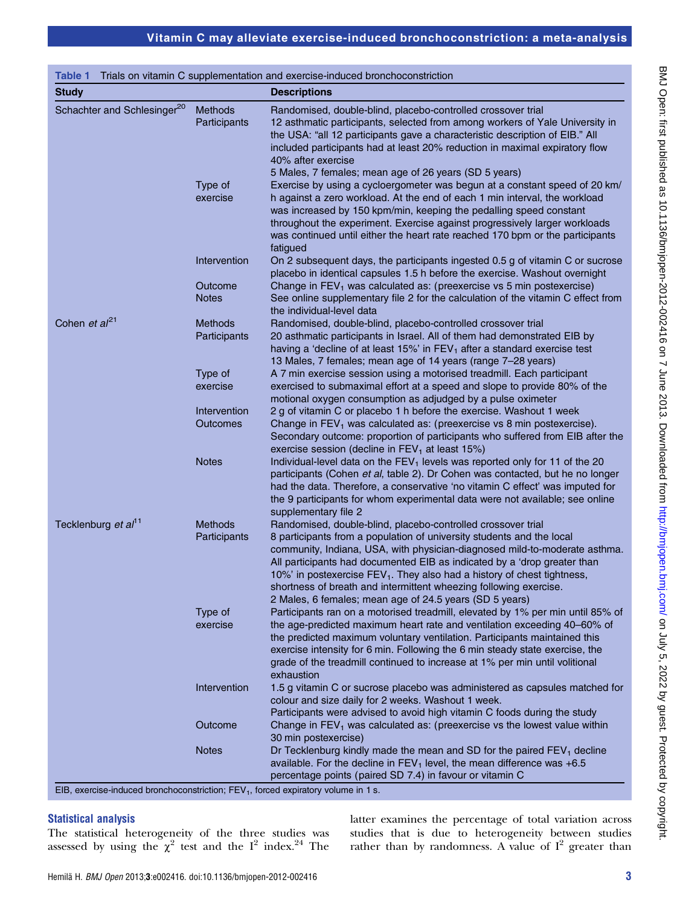**Table 1** Trials on vitamin C supplementation and exercise-induced bronchoconstriction

| Study | | Descriptions |
|---|---|---|
| Schachter and Schlesinger[20] | Methods | Randomised, double-blind, placebo-controlled crossover trial |
| | Participants | 12 asthmatic participants, selected from among workers of Yale University in the USA: "all 12 participants gave a characteristic description of EIB." All included participants had at least 20% reduction in maximal expiratory flow 40% after exercise<br>5 Males, 7 females; mean age of 26 years (SD 5 years) |
| | Type of exercise | Exercise by using a cycloergometer was begun at a constant speed of 20 km/h against a zero workload. At the end of each 1 min interval, the workload was increased by 150 kpm/min, keeping the pedalling speed constant throughout the experiment. Exercise against progressively larger workloads was continued until either the heart rate reached 170 bpm or the participants fatigued |
| | Intervention | On 2 subsequent days, the participants ingested 0.5 g of vitamin C or sucrose placebo in identical capsules 1.5 h before the exercise. Washout overnight |
| | Outcome | Change in $FEV_1$ was calculated as: (preexercise vs 5 min postexercise) |
| | Notes | See online supplementary file 2 for the calculation of the vitamin C effect from the individual-level data |
| Cohen *et al*[21] | Methods | Randomised, double-blind, placebo-controlled crossover trial |
| | Participants | 20 asthmatic participants in Israel. All of them had demonstrated EIB by having a 'decline of at least 15%' in $FEV_1$ after a standard exercise test<br>13 Males, 7 females; mean age of 14 years (range 7–28 years) |
| | Type of exercise | A 7 min exercise session using a motorised treadmill. Each participant exercised to submaximal effort at a speed and slope to provide 80% of the motional oxygen consumption as adjudged by a pulse oximeter |
| | Intervention | 2 g of vitamin C or placebo 1 h before the exercise. Washout 1 week |
| | Outcomes | Change in $FEV_1$ was calculated as: (preexercise vs 8 min postexercise).<br>Secondary outcome: proportion of participants who suffered from EIB after the exercise session (decline in $FEV_1$ at least 15%) |
| | Notes | Individual-level data on the $FEV_1$ levels was reported only for 11 of the 20 participants (Cohen *et al*, table 2). Dr Cohen was contacted, but he no longer had the data. Therefore, a conservative 'no vitamin C effect' was imputed for the 9 participants for whom experimental data were not available; see online supplementary file 2 |
| Tecklenburg *et al*[11] | Methods | Randomised, double-blind, placebo-controlled crossover trial |
| | Participants | 8 participants from a population of university students and the local community, Indiana, USA, with physician-diagnosed mild-to-moderate asthma. All participants had documented EIB as indicated by a 'drop greater than 10%' in postexercise $FEV_1$. They also had a history of chest tightness, shortness of breath and intermittent wheezing following exercise.<br>2 Males, 6 females; mean age of 24.5 years (SD 5 years) |
| | Type of exercise | Participants ran on a motorised treadmill, elevated by 1% per min until 85% of the age-predicted maximum heart rate and ventilation exceeding 40–60% of the predicted maximum voluntary ventilation. Participants maintained this exercise intensity for 6 min. Following the 6 min steady state exercise, the grade of the treadmill continued to increase at 1% per min until volitional exhaustion |
| | Intervention | 1.5 g vitamin C or sucrose placebo was administered as capsules matched for colour and size daily for 2 weeks. Washout 1 week.<br>Participants were advised to avoid high vitamin C foods during the study |
| | Outcome | Change in $FEV_1$ was calculated as: (preexercise vs the lowest value within 30 min postexercise) |
| | Notes | Dr Tecklenburg kindly made the mean and SD for the paired $FEV_1$ decline available. For the decline in $FEV_1$ level, the mean difference was +6.5 percentage points (paired SD 7.4) in favour or vitamin C |

EIB, exercise-induced bronchoconstriction; $FEV_1$, forced expiratory volume in 1 s.

### Statistical analysis

The statistical heterogeneity of the three studies was assessed by using the $\chi^2$ test and the $I^2$ index.[24] The latter examines the percentage of total variation across studies that is due to heterogeneity between studies rather than by randomness. A value of $I^2$ greater than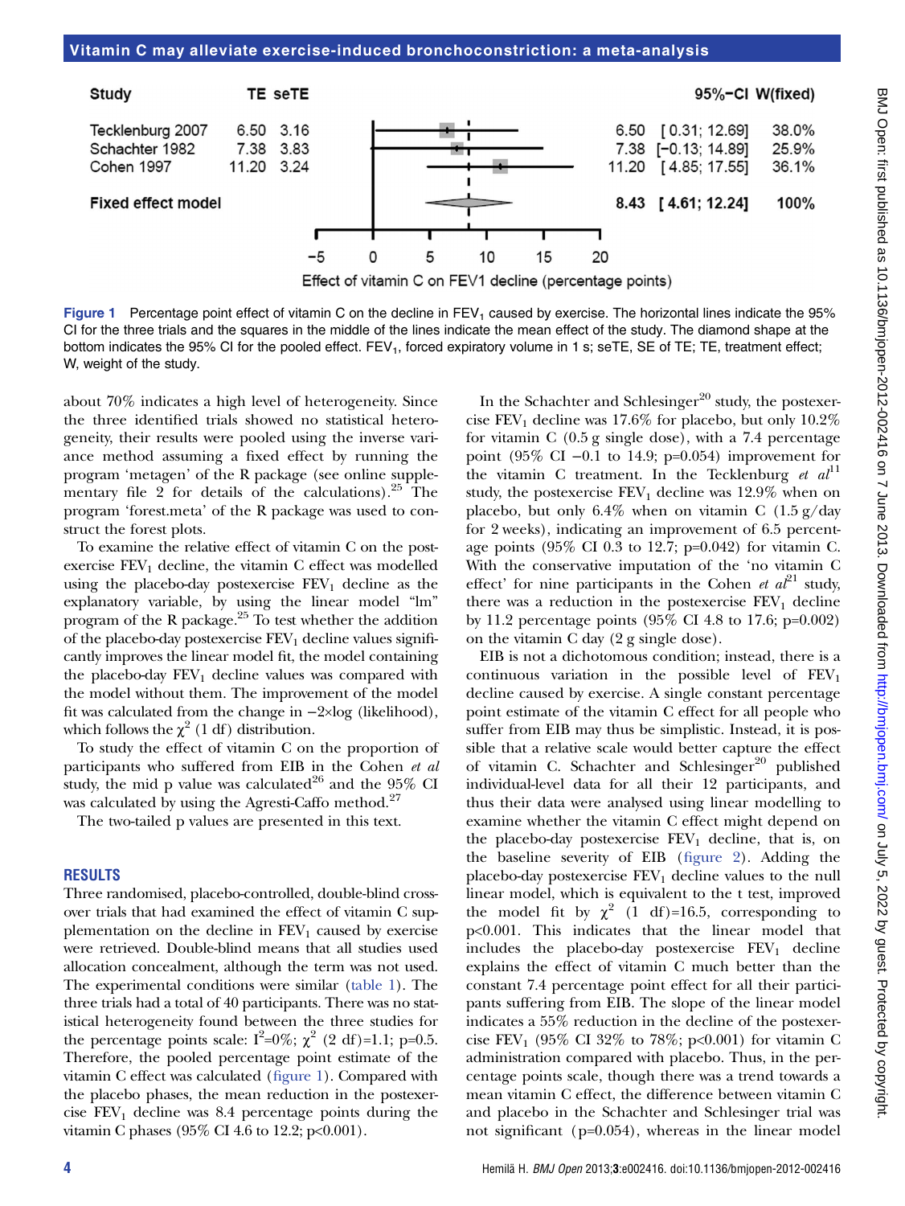| Study | TE | seTE | 95%-CI | W(fixed) |
|---|---|---|---|---|
| Tecklenburg 2007 | 6.50 | 3.16 | 6.50 [0.31; 12.69] | 38.0% |
| Schachter 1982 | 7.38 | 3.83 | 7.38 [−0.13; 14.89] | 25.9% |
| Cohen 1997 | 11.20 | 3.24 | 11.20 [4.85; 17.55] | 36.1% |
| **Fixed effect model** | | | **8.43 [4.61; 12.24]** | **100%** |

Effect of vitamin C on FEV1 decline (percentage points)

**Figure 1** Percentage point effect of vitamin C on the decline in $FEV_1$ caused by exercise. The horizontal lines indicate the 95% CI for the three trials and the squares in the middle of the lines indicate the mean effect of the study. The diamond shape at the bottom indicates the 95% CI for the pooled effect. $FEV_1$, forced expiratory volume in 1 s; seTE, SE of TE; TE, treatment effect; W, weight of the study.

about 70% indicates a high level of heterogeneity. Since the three identified trials showed no statistical heterogeneity, their results were pooled using the inverse variance method assuming a fixed effect by running the program 'metagen' of the R package (see online supplementary file 2 for details of the calculations).[25] The program 'forest.meta' of the R package was used to construct the forest plots.

To examine the relative effect of vitamin C on the postexercise $FEV_1$ decline, the vitamin C effect was modelled using the placebo-day postexercise $FEV_1$ decline as the explanatory variable, by using the linear model "lm" program of the R package.[25] To test whether the addition of the placebo-day postexercise $FEV_1$ decline values significantly improves the linear model fit, the model containing the placebo-day $FEV_1$ decline values was compared with the model without them. The improvement of the model fit was calculated from the change in −2×log (likelihood), which follows the $\chi^2$ (1 df) distribution.

To study the effect of vitamin C on the proportion of participants who suffered from EIB in the Cohen *et al* study, the mid p value was calculated[26] and the 95% CI was calculated by using the Agresti-Caffo method.[27]

The two-tailed p values are presented in this text.

## RESULTS

Three randomised, placebo-controlled, double-blind crossover trials that had examined the effect of vitamin C supplementation on the decline in $FEV_1$ caused by exercise were retrieved. Double-blind means that all studies used allocation concealment, although the term was not used. The experimental conditions were similar (table 1). The three trials had a total of 40 participants. There was no statistical heterogeneity found between the three studies for the percentage points scale: $I^2=0\%$; $\chi^2$ (2 df)=1.1; p=0.5. Therefore, the pooled percentage point estimate of the vitamin C effect was calculated (figure 1). Compared with the placebo phases, the mean reduction in the postexercise $FEV_1$ decline was 8.4 percentage points during the vitamin C phases (95% CI 4.6 to 12.2; p<0.001).

In the Schachter and Schlesinger[20] study, the postexercise $FEV_1$ decline was 17.6% for placebo, but only 10.2% for vitamin C (0.5 g single dose), with a 7.4 percentage point (95% CI −0.1 to 14.9; p=0.054) improvement for the vitamin C treatment. In the Tecklenburg *et al*[11] study, the postexercise $FEV_1$ decline was 12.9% when on placebo, but only 6.4% when on vitamin C (1.5 g/day for 2 weeks), indicating an improvement of 6.5 percentage points (95% CI 0.3 to 12.7; p=0.042) for vitamin C. With the conservative imputation of the 'no vitamin C effect' for nine participants in the Cohen *et al*[21] study, there was a reduction in the postexercise $FEV_1$ decline by 11.2 percentage points (95% CI 4.8 to 17.6; p=0.002) on the vitamin C day (2 g single dose).

EIB is not a dichotomous condition; instead, there is a continuous variation in the possible level of $FEV_1$ decline caused by exercise. A single constant percentage point estimate of the vitamin C effect for all people who suffer from EIB may thus be simplistic. Instead, it is possible that a relative scale would better capture the effect of vitamin C. Schachter and Schlesinger[20] published individual-level data for all their 12 participants, and thus their data were analysed using linear modelling to examine whether the vitamin C effect might depend on the placebo-day postexercise $FEV_1$ decline, that is, on the baseline severity of EIB (figure 2). Adding the placebo-day postexercise $FEV_1$ decline values to the null linear model, which is equivalent to the t test, improved the model fit by $\chi^2$ (1 df)=16.5, corresponding to p<0.001. This indicates that the linear model that includes the placebo-day postexercise $FEV_1$ decline explains the effect of vitamin C much better than the constant 7.4 percentage point effect for all their participants suffering from EIB. The slope of the linear model indicates a 55% reduction in the decline of the postexercise $FEV_1$ (95% CI 32% to 78%; p<0.001) for vitamin C administration compared with placebo. Thus, in the percentage points scale, though there was a trend towards a mean vitamin C effect, the difference between vitamin C and placebo in the Schachter and Schlesinger trial was not significant (p=0.054), whereas in the linear model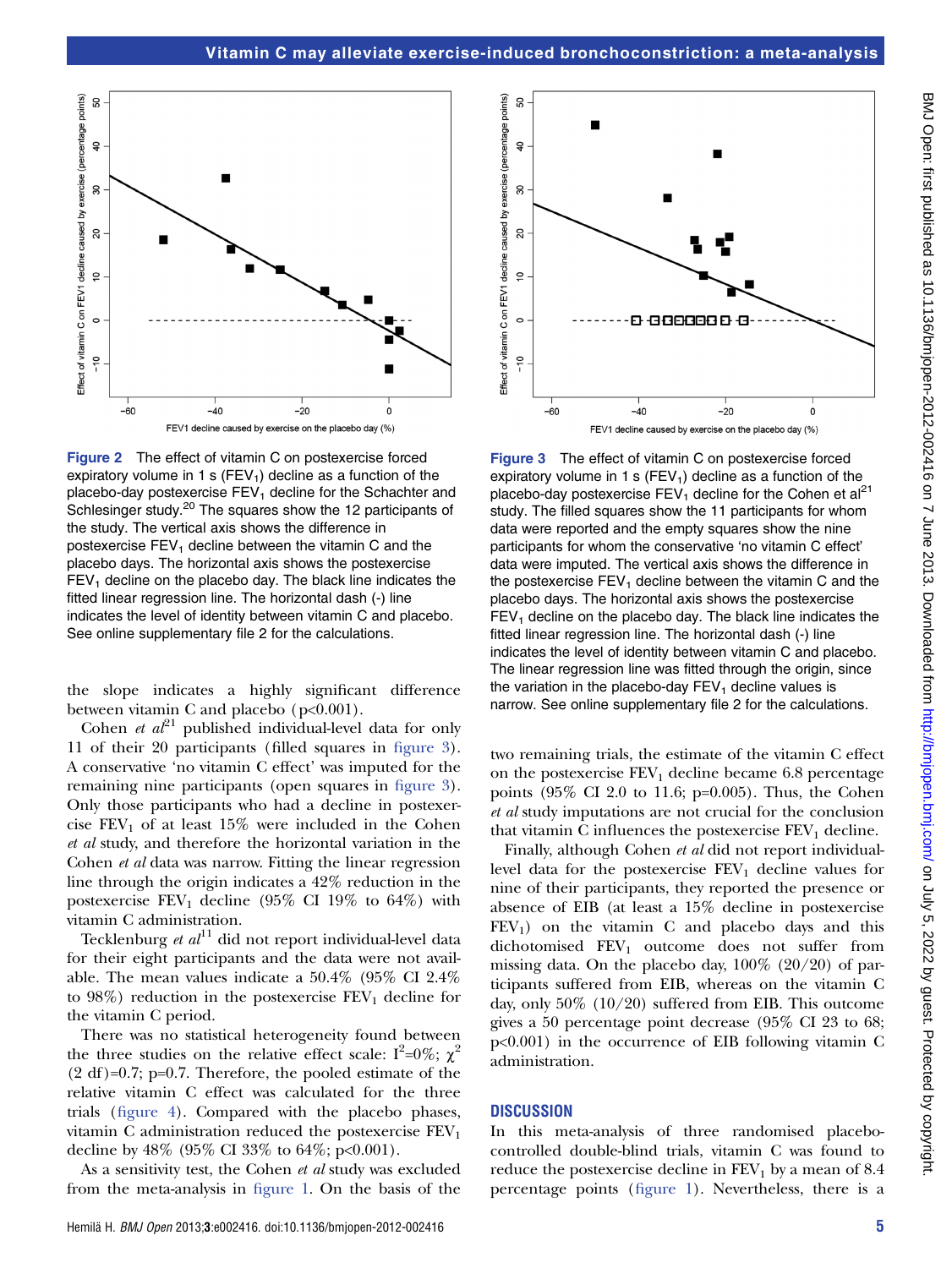Figure 2 The effect of vitamin C on postexercise forced expiratory volume in 1 s ($FEV_1$) decline as a function of the placebo-day postexercise $FEV_1$ decline for the Schachter and Schlesinger study.[20] The squares show the 12 participants of the study. The vertical axis shows the difference in postexercise $FEV_1$ decline between the vitamin C and the placebo days. The horizontal axis shows the postexercise $FEV_1$ decline on the placebo day. The black line indicates the fitted linear regression line. The horizontal dash (-) line indicates the level of identity between vitamin C and placebo. See online supplementary file 2 for the calculations.

Figure 3 The effect of vitamin C on postexercise forced expiratory volume in 1 s ($FEV_1$) decline as a function of the placebo-day postexercise $FEV_1$ decline for the Cohen et al[21] study. The filled squares show the 11 participants for whom data were reported and the empty squares show the nine participants for whom the conservative 'no vitamin C effect' data were imputed. The vertical axis shows the difference in the postexercise $FEV_1$ decline between the vitamin C and the placebo days. The horizontal axis shows the postexercise $FEV_1$ decline on the placebo day. The black line indicates the fitted linear regression line. The horizontal dash (-) line indicates the level of identity between vitamin C and placebo. The linear regression line was fitted through the origin, since the variation in the placebo-day $FEV_1$ decline values is narrow. See online supplementary file 2 for the calculations.

the slope indicates a highly significant difference between vitamin C and placebo ($p<0.001$).

Cohen *et al*[21] published individual-level data for only 11 of their 20 participants (filled squares in figure 3). A conservative 'no vitamin C effect' was imputed for the remaining nine participants (open squares in figure 3). Only those participants who had a decline in postexercise $FEV_1$ of at least 15% were included in the Cohen *et al* study, and therefore the horizontal variation in the Cohen *et al* data was narrow. Fitting the linear regression line through the origin indicates a 42% reduction in the postexercise $FEV_1$ decline (95% CI 19% to 64%) with vitamin C administration.

Tecklenburg *et al*[11] did not report individual-level data for their eight participants and the data were not available. The mean values indicate a 50.4% (95% CI 2.4% to 98%) reduction in the postexercise $FEV_1$ decline for the vitamin C period.

There was no statistical heterogeneity found between the three studies on the relative effect scale: $I^2$=0%; $\chi^2$ (2 df)=0.7; p=0.7. Therefore, the pooled estimate of the relative vitamin C effect was calculated for the three trials (figure 4). Compared with the placebo phases, vitamin C administration reduced the postexercise $FEV_1$ decline by 48% (95% CI 33% to 64%; $p<0.001$).

As a sensitivity test, the Cohen *et al* study was excluded from the meta-analysis in figure 1. On the basis of the two remaining trials, the estimate of the vitamin C effect on the postexercise $FEV_1$ decline became 6.8 percentage points (95% CI 2.0 to 11.6; p=0.005). Thus, the Cohen *et al* study imputations are not crucial for the conclusion that vitamin C influences the postexercise $FEV_1$ decline.

Finally, although Cohen *et al* did not report individual-level data for the postexercise $FEV_1$ decline values for nine of their participants, they reported the presence or absence of EIB (at least a 15% decline in postexercise $FEV_1$) on the vitamin C and placebo days and this dichotomised $FEV_1$ outcome does not suffer from missing data. On the placebo day, 100% (20/20) of participants suffered from EIB, whereas on the vitamin C day, only 50% (10/20) suffered from EIB. This outcome gives a 50 percentage point decrease (95% CI 23 to 68; $p<0.001$) in the occurrence of EIB following vitamin C administration.

## DISCUSSION

In this meta-analysis of three randomised placebo-controlled double-blind trials, vitamin C was found to reduce the postexercise decline in $FEV_1$ by a mean of 8.4 percentage points (figure 1). Nevertheless, there is a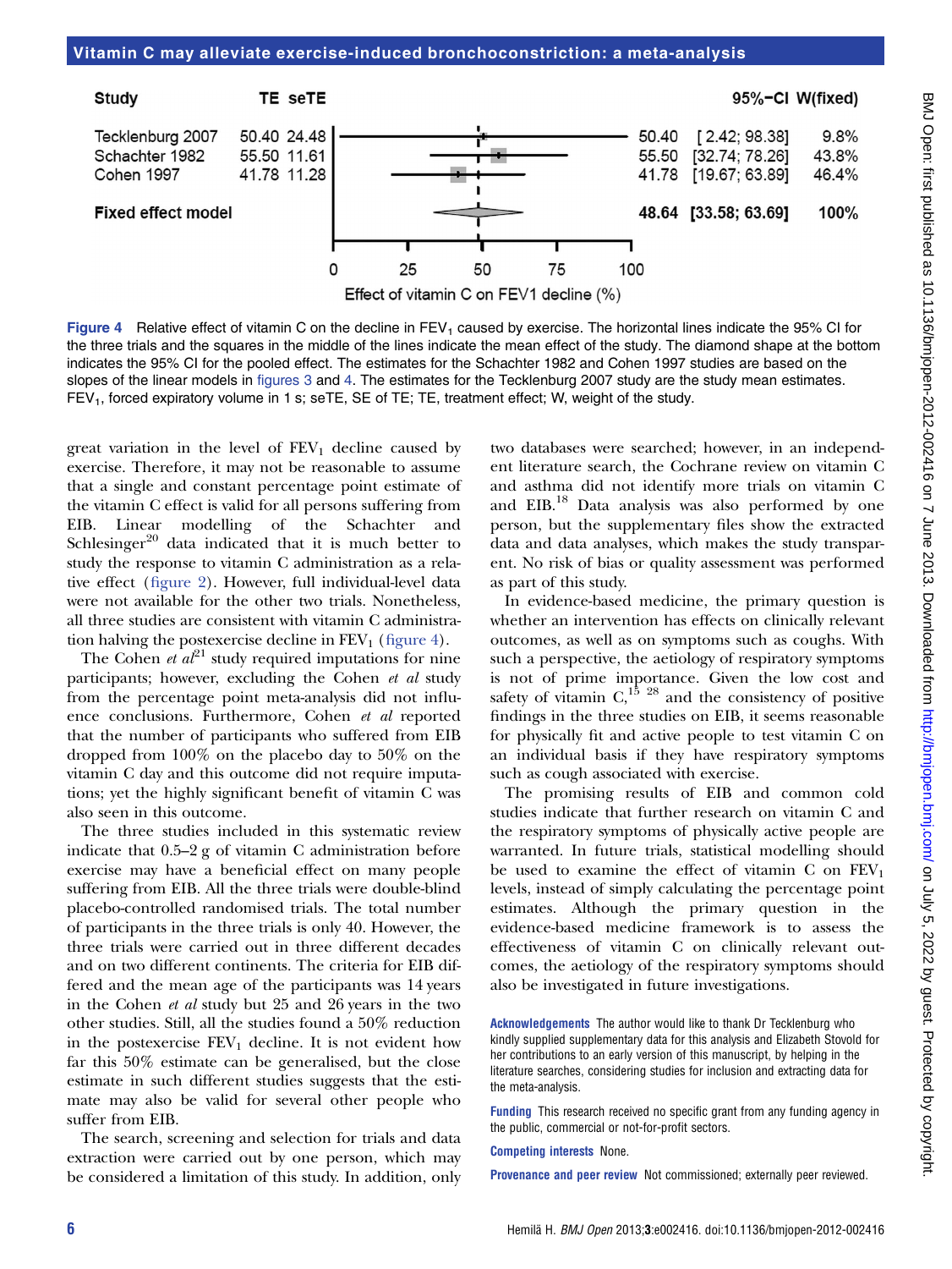Study TE seTE 95%-CI W(fixed)

Tecklenburg 2007 50.40 24.48 50.40 [ 2.42; 98.38] 9.8%

Schachter 1982 55.50 11.61 55.50 [32.74; 78.26] 43.8%

Cohen 1997 41.78 11.28 41.78 [19.67; 63.89] 46.4%

Fixed effect model **48.64 [33.58; 63.69] 100%**

0 25 50 75 100

Effect of vitamin C on FEV1 decline (%)

**Figure 4** Relative effect of vitamin C on the decline in $FEV_1$ caused by exercise. The horizontal lines indicate the 95% CI for the three trials and the squares in the middle of the lines indicate the mean effect of the study. The diamond shape at the bottom indicates the 95% CI for the pooled effect. The estimates for the Schachter 1982 and Cohen 1997 studies are based on the slopes of the linear models in figures 3 and 4. The estimates for the Tecklenburg 2007 study are the study mean estimates. $FEV_1$, forced expiratory volume in 1 s; seTE, SE of TE; TE, treatment effect; W, weight of the study.

great variation in the level of $FEV_1$ decline caused by exercise. Therefore, it may not be reasonable to assume that a single and constant percentage point estimate of the vitamin C effect is valid for all persons suffering from EIB. Linear modelling of the Schachter and Schlesinger[20] data indicated that it is much better to study the response to vitamin C administration as a relative effect (figure 2). However, full individual-level data were not available for the other two trials. Nonetheless, all three studies are consistent with vitamin C administration halving the postexercise decline in $FEV_1$ (figure 4).

The Cohen *et al*[21] study required imputations for nine participants; however, excluding the Cohen *et al* study from the percentage point meta-analysis did not influence conclusions. Furthermore, Cohen *et al* reported that the number of participants who suffered from EIB dropped from 100% on the placebo day to 50% on the vitamin C day and this outcome did not require imputations; yet the highly significant benefit of vitamin C was also seen in this outcome.

The three studies included in this systematic review indicate that 0.5–2 g of vitamin C administration before exercise may have a beneficial effect on many people suffering from EIB. All the three trials were double-blind placebo-controlled randomised trials. The total number of participants in the three trials is only 40. However, the three trials were carried out in three different decades and on two different continents. The criteria for EIB differed and the mean age of the participants was 14 years in the Cohen *et al* study but 25 and 26 years in the two other studies. Still, all the studies found a 50% reduction in the postexercise $FEV_1$ decline. It is not evident how far this 50% estimate can be generalised, but the close estimate in such different studies suggests that the estimate may also be valid for several other people who suffer from EIB.

The search, screening and selection for trials and data extraction were carried out by one person, which may be considered a limitation of this study. In addition, only two databases were searched; however, in an independent literature search, the Cochrane review on vitamin C and asthma did not identify more trials on vitamin C and EIB.[18] Data analysis was also performed by one person, but the supplementary files show the extracted data and data analyses, which makes the study transparent. No risk of bias or quality assessment was performed as part of this study.

In evidence-based medicine, the primary question is whether an intervention has effects on clinically relevant outcomes, as well as on symptoms such as coughs. With such a perspective, the aetiology of respiratory symptoms is not of prime importance. Given the low cost and safety of vitamin C,[15 28] and the consistency of positive findings in the three studies on EIB, it seems reasonable for physically fit and active people to test vitamin C on an individual basis if they have respiratory symptoms such as cough associated with exercise.

The promising results of EIB and common cold studies indicate that further research on vitamin C and the respiratory symptoms of physically active people are warranted. In future trials, statistical modelling should be used to examine the effect of vitamin C on $FEV_1$ levels, instead of simply calculating the percentage point estimates. Although the primary question in the evidence-based medicine framework is to assess the effectiveness of vitamin C on clinically relevant outcomes, the aetiology of the respiratory symptoms should also be investigated in future investigations.

**Acknowledgements** The author would like to thank Dr Tecklenburg who kindly supplied supplementary data for this analysis and Elizabeth Stovold for her contributions to an early version of this manuscript, by helping in the literature searches, considering studies for inclusion and extracting data for the meta-analysis.

**Funding** This research received no specific grant from any funding agency in the public, commercial or not-for-profit sectors.

**Competing interests** None.

**Provenance and peer review** Not commissioned; externally peer reviewed.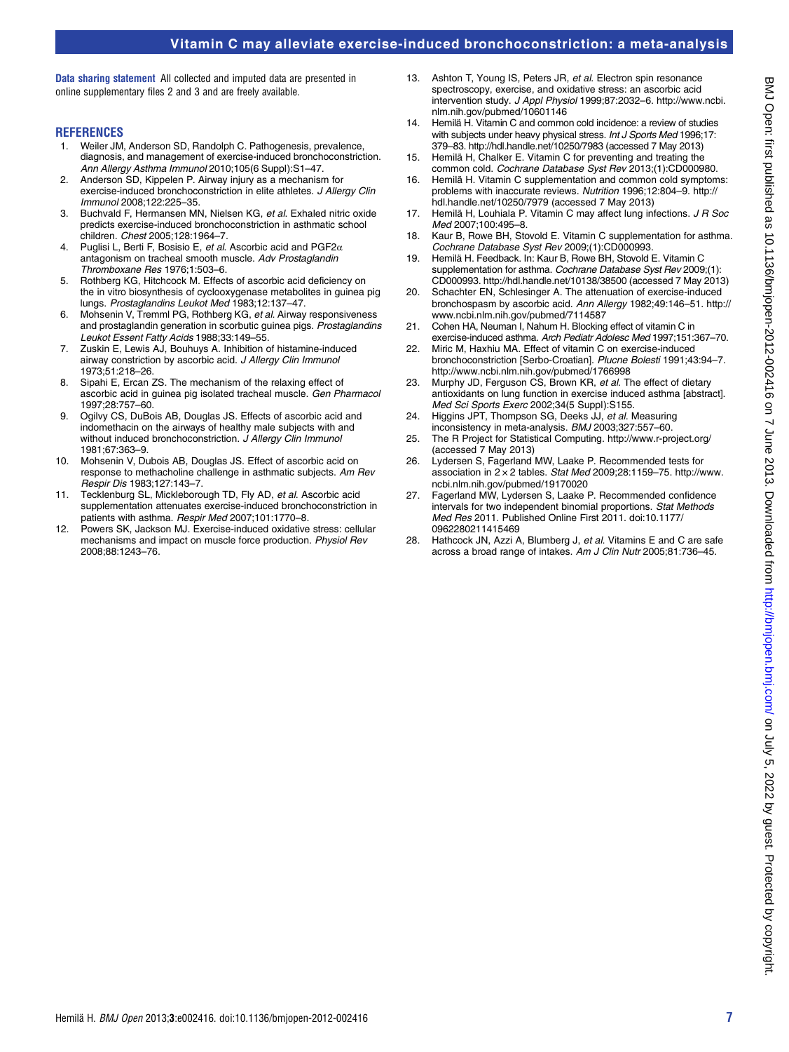**Data sharing statement** All collected and imputed data are presented in online supplementary files 2 and 3 and are freely available.

## REFERENCES

1. Weiler JM, Anderson SD, Randolph C. Pathogenesis, prevalence, diagnosis, and management of exercise-induced bronchoconstriction. *Ann Allergy Asthma Immunol* 2010;105(6 Suppl):S1–47.
2. Anderson SD, Kippelen P. Airway injury as a mechanism for exercise-induced bronchoconstriction in elite athletes. *J Allergy Clin Immunol* 2008;122:225–35.
3. Buchvald F, Hermansen MN, Nielsen KG, *et al*. Exhaled nitric oxide predicts exercise-induced bronchoconstriction in asthmatic school children. *Chest* 2005;128:1964–7.
4. Puglisi L, Berti F, Bosisio E, *et al*. Ascorbic acid and PGF2α antagonism on tracheal smooth muscle. *Adv Prostaglandin Thromboxane Res* 1976;1:503–6.
5. Rothberg KG, Hitchcock M. Effects of ascorbic acid deficiency on the in vitro biosynthesis of cyclooxygenase metabolites in guinea pig lungs. *Prostaglandins Leukot Med* 1983;12:137–47.
6. Mohsenin V, Tremml PG, Rothberg KG, *et al*. Airway responsiveness and prostaglandin generation in scorbutic guinea pigs. *Prostaglandins Leukot Essent Fatty Acids* 1988;33:149–55.
7. Zuskin E, Lewis AJ, Bouhuys A. Inhibition of histamine-induced airway constriction by ascorbic acid. *J Allergy Clin Immunol* 1973;51:218–26.
8. Sipahi E, Ercan ZS. The mechanism of the relaxing effect of ascorbic acid in guinea pig isolated tracheal muscle. *Gen Pharmacol* 1997;28:757–60.
9. Ogilvy CS, DuBois AB, Douglas JS. Effects of ascorbic acid and indomethacin on the airways of healthy male subjects with and without induced bronchoconstriction. *J Allergy Clin Immunol* 1981;67:363–9.
10. Mohsenin V, Dubois AB, Douglas JS. Effect of ascorbic acid on response to methacholine challenge in asthmatic subjects. *Am Rev Respir Dis* 1983;127:143–7.
11. Tecklenburg SL, Mickleborough TD, Fly AD, *et al*. Ascorbic acid supplementation attenuates exercise-induced bronchoconstriction in patients with asthma. *Respir Med* 2007;101:1770–8.
12. Powers SK, Jackson MJ. Exercise-induced oxidative stress: cellular mechanisms and impact on muscle force production. *Physiol Rev* 2008;88:1243–76.
13. Ashton T, Young IS, Peters JR, *et al*. Electron spin resonance spectroscopy, exercise, and oxidative stress: an ascorbic acid intervention study. *J Appl Physiol* 1999;87:2032–6. http://www.ncbi.nlm.nih.gov/pubmed/10601146
14. Hemilä H. Vitamin C and common cold incidence: a review of studies with subjects under heavy physical stress. *Int J Sports Med* 1996;17:379–83. http://hdl.handle.net/10250/7983 (accessed 7 May 2013)
15. Hemilä H, Chalker E. Vitamin C for preventing and treating the common cold. *Cochrane Database Syst Rev* 2013;(1):CD000980.
16. Hemilä H. Vitamin C supplementation and common cold symptoms: problems with inaccurate reviews. *Nutrition* 1996;12:804–9. http://hdl.handle.net/10250/7979 (accessed 7 May 2013)
17. Hemilä H, Louhiala P. Vitamin C may affect lung infections. *J R Soc Med* 2007;100:495–8.
18. Kaur B, Rowe BH, Stovold E. Vitamin C supplementation for asthma. *Cochrane Database Syst Rev* 2009;(1):CD000993.
19. Hemilä H. Feedback. In: Kaur B, Rowe BH, Stovold E. Vitamin C supplementation for asthma. *Cochrane Database Syst Rev* 2009;(1):CD000993. http://hdl.handle.net/10138/38500 (accessed 7 May 2013)
20. Schachter EN, Schlesinger A. The attenuation of exercise-induced bronchospasm by ascorbic acid. *Ann Allergy* 1982;49:146–51. http://www.ncbi.nlm.nih.gov/pubmed/7114587
21. Cohen HA, Neuman I, Nahum H. Blocking effect of vitamin C in exercise-induced asthma. *Arch Pediatr Adolesc Med* 1997;151:367–70.
22. Miric M, Haxhiu MA. Effect of vitamin C on exercise-induced bronchoconstriction [Serbo-Croatian]. *Plucne Bolesti* 1991;43:94–7. http://www.ncbi.nlm.nih.gov/pubmed/1766998
23. Murphy JD, Ferguson CS, Brown KR, *et al*. The effect of dietary antioxidants on lung function in exercise induced asthma [abstract]. *Med Sci Sports Exerc* 2002;34(5 Suppl):S155.
24. Higgins JPT, Thompson SG, Deeks JJ, *et al*. Measuring inconsistency in meta-analysis. *BMJ* 2003;327:557–60.
25. The R Project for Statistical Computing. http://www.r-project.org/ (accessed 7 May 2013)
26. Lydersen S, Fagerland MW, Laake P. Recommended tests for association in 2×2 tables. *Stat Med* 2009;28:1159–75. http://www.ncbi.nlm.nih.gov/pubmed/19170020
27. Fagerland MW, Lydersen S, Laake P. Recommended confidence intervals for two independent binomial proportions. *Stat Methods Med Res* 2011. Published Online First 2011. doi:10.1177/0962280211415469
28. Hathcock JN, Azzi A, Blumberg J, *et al*. Vitamins E and C are safe across a broad range of intakes. *Am J Clin Nutr* 2005;81:736–45.